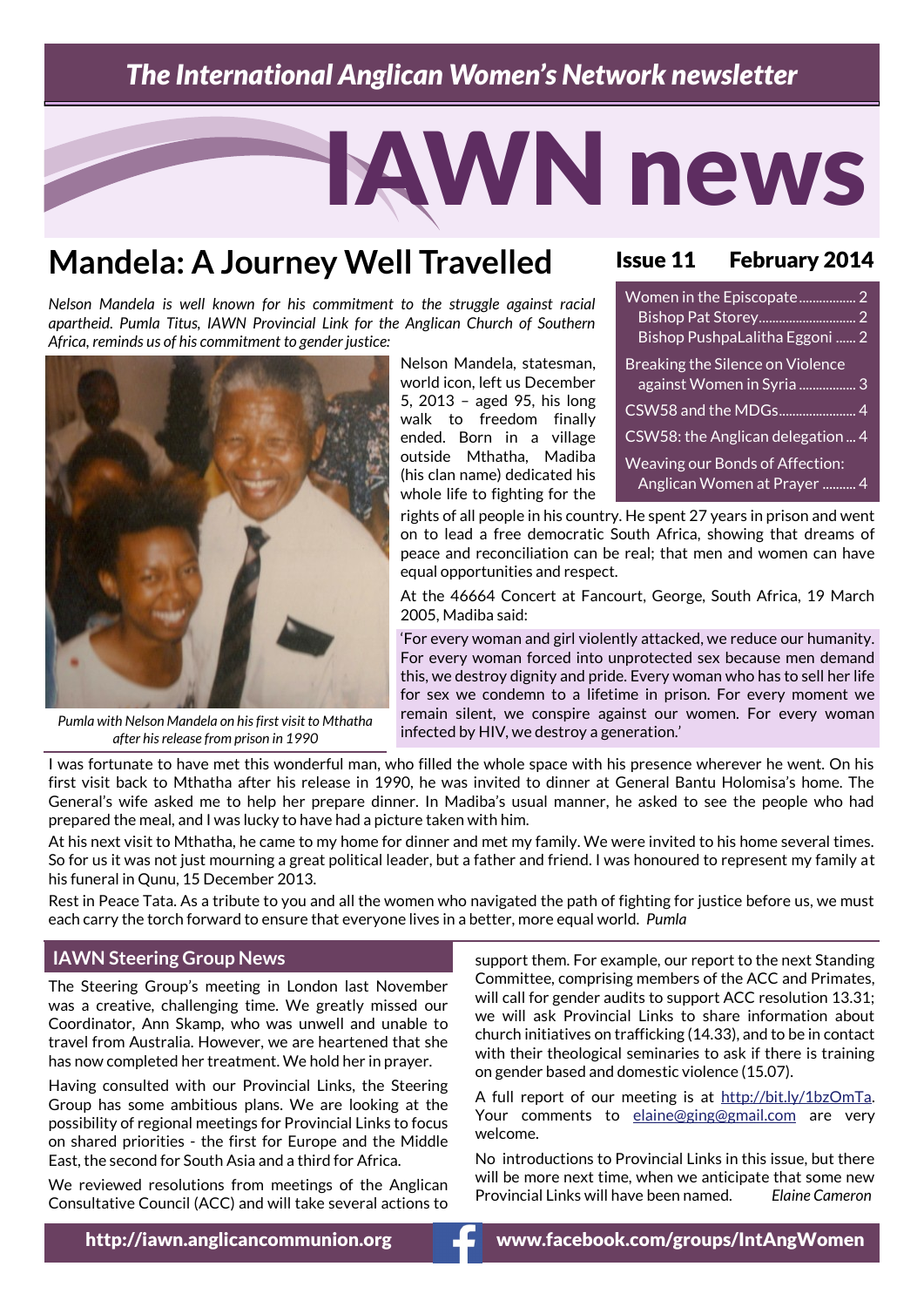*The International Anglican Women's Network newsletter*

# IAWN news

**Issue 11 February 2014**

- Women in the Episcopate ................ 2
  - Bishop Pat Storey ............................ 2
  - Bishop PushpaLalitha Eggoni ...... 2
- Breaking the Silence on Violence against Women in Syria ................ 3
- CSW58 and the MDGs ...................... 4
- CSW58: the Anglican delegation ... 4
- Weaving our Bonds of Affection: Anglican Women at Prayer .......... 4

## Mandela: A Journey Well Travelled

*Nelson Mandela is well known for his commitment to the struggle against racial apartheid. Pumla Titus, IAWN Provincial Link for the Anglican Church of Southern Africa, reminds us of his commitment to gender justice:*

*Pumla with Nelson Mandela on his first visit to Mthatha after his release from prison in 1990*

Nelson Mandela, statesman, world icon, left us December 5, 2013 – aged 95, his long walk to freedom finally ended. Born in a village outside Mthatha, Madiba (his clan name) dedicated his whole life to fighting for the rights of all people in his country. He spent 27 years in prison and went on to lead a free democratic South Africa, showing that dreams of peace and reconciliation can be real; that men and women can have equal opportunities and respect.

At the 46664 Concert at Fancourt, George, South Africa, 19 March 2005, Madiba said:

> 'For every woman and girl violently attacked, we reduce our humanity. For every woman forced into unprotected sex because men demand this, we destroy dignity and pride. Every woman who has to sell her life for sex we condemn to a lifetime in prison. For every moment we remain silent, we conspire against our women. For every woman infected by HIV, we destroy a generation.'

I was fortunate to have met this wonderful man, who filled the whole space with his presence wherever he went. On his first visit back to Mthatha after his release in 1990, he was invited to dinner at General Bantu Holomisa's home. The General's wife asked me to help her prepare dinner. In Madiba's usual manner, he asked to see the people who had prepared the meal, and I was lucky to have had a picture taken with him.

At his next visit to Mthatha, he came to my home for dinner and met my family. We were invited to his home several times. So for us it was not just mourning a great political leader, but a father and friend. I was honoured to represent my family at his funeral in Qunu, 15 December 2013.

Rest in Peace Tata. As a tribute to you and all the women who navigated the path of fighting for justice before us, we must each carry the torch forward to ensure that everyone lives in a better, more equal world. *Pumla*

## IAWN Steering Group News

The Steering Group's meeting in London last November was a creative, challenging time. We greatly missed our Coordinator, Ann Skamp, who was unwell and unable to travel from Australia. However, we are heartened that she has now completed her treatment. We hold her in prayer.

Having consulted with our Provincial Links, the Steering Group has some ambitious plans. We are looking at the possibility of regional meetings for Provincial Links to focus on shared priorities - the first for Europe and the Middle East, the second for South Asia and a third for Africa.

We reviewed resolutions from meetings of the Anglican Consultative Council (ACC) and will take several actions to support them. For example, our report to the next Standing Committee, comprising members of the ACC and Primates, will call for gender audits to support ACC resolution 13.31; we will ask Provincial Links to share information about church initiatives on trafficking (14.33), and to be in contact with their theological seminaries to ask if there is training on gender based and domestic violence (15.07).

A full report of our meeting is at http://bit.ly/1bzOmTa. Your comments to elaine@ging@gmail.com are very welcome.

No introductions to Provincial Links in this issue, but there will be more next time, when we anticipate that some new Provincial Links will have been named. *Elaine Cameron*

http://iawn.anglicancommunion.org www.facebook.com/groups/IntAngWomen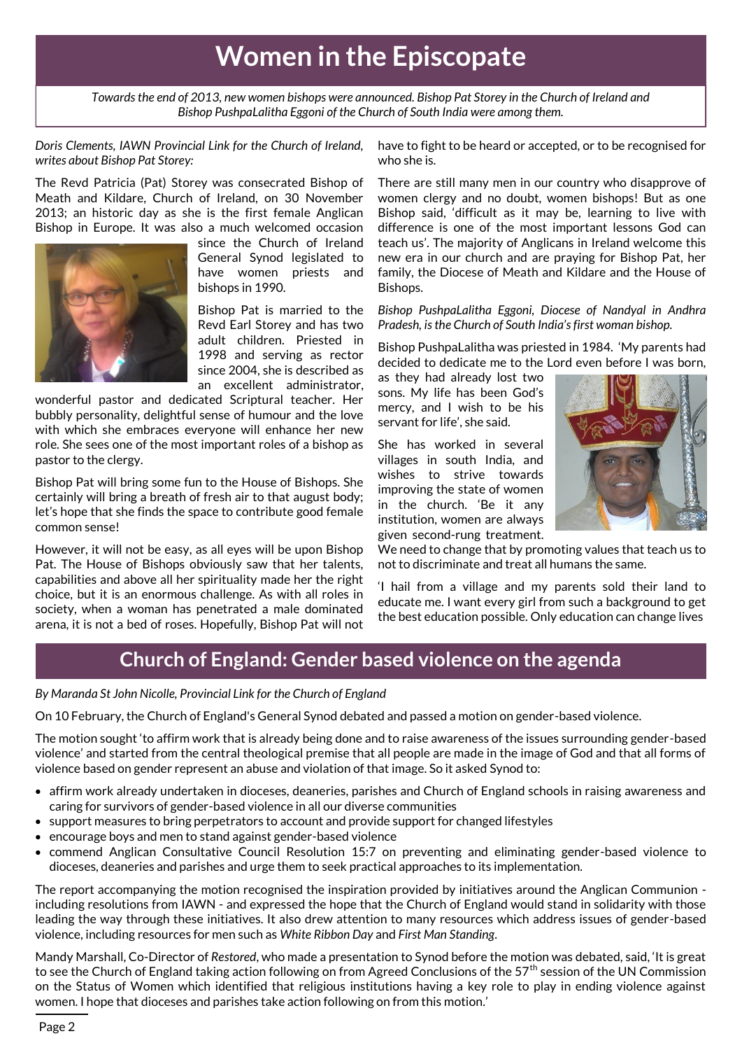# Women in the Episcopate

*Towards the end of 2013, new women bishops were announced. Bishop Pat Storey in the Church of Ireland and Bishop PushpaLalitha Eggoni of the Church of South India were among them.*

*Doris Clements, IAWN Provincial Link for the Church of Ireland, writes about Bishop Pat Storey:*

The Revd Patricia (Pat) Storey was consecrated Bishop of Meath and Kildare, Church of Ireland, on 30 November 2013; an historic day as she is the first female Anglican Bishop in Europe. It was also a much welcomed occasion since the Church of Ireland General Synod legislated to have women priests and bishops in 1990.

Bishop Pat is married to the Revd Earl Storey and has two adult children. Priested in 1998 and serving as rector since 2004, she is described as an excellent administrator, wonderful pastor and dedicated Scriptural teacher. Her bubbly personality, delightful sense of humour and the love with which she embraces everyone will enhance her new role. She sees one of the most important roles of a bishop as pastor to the clergy.

Bishop Pat will bring some fun to the House of Bishops. She certainly will bring a breath of fresh air to that august body; let's hope that she finds the space to contribute good female common sense!

However, it will not be easy, as all eyes will be upon Bishop Pat. The House of Bishops obviously saw that her talents, capabilities and above all her spirituality made her the right choice, but it is an enormous challenge. As with all roles in society, when a woman has penetrated a male dominated arena, it is not a bed of roses. Hopefully, Bishop Pat will not have to fight to be heard or accepted, or to be recognised for who she is.

There are still many men in our country who disapprove of women clergy and no doubt, women bishops! But as one Bishop said, 'difficult as it may be, learning to live with difference is one of the most important lessons God can teach us'. The majority of Anglicans in Ireland welcome this new era in our church and are praying for Bishop Pat, her family, the Diocese of Meath and Kildare and the House of Bishops.

*Bishop PushpaLalitha Eggoni, Diocese of Nandyal in Andhra Pradesh, is the Church of South India's first woman bishop.*

Bishop PushpaLalitha was priested in 1984. 'My parents had decided to dedicate me to the Lord even before I was born, as they had already lost two sons. My life has been God's mercy, and I wish to be his servant for life', she said.

She has worked in several villages in south India, and wishes to strive towards improving the state of women in the church. 'Be it any institution, women are always given second-rung treatment. We need to change that by promoting values that teach us to not to discriminate and treat all humans the same.

'I hail from a village and my parents sold their land to educate me. I want every girl from such a background to get the best education possible. Only education can change lives

# Church of England: Gender based violence on the agenda

*By Maranda St John Nicolle, Provincial Link for the Church of England*

On 10 February, the Church of England's General Synod debated and passed a motion on gender-based violence.

The motion sought 'to affirm work that is already being done and to raise awareness of the issues surrounding gender-based violence' and started from the central theological premise that all people are made in the image of God and that all forms of violence based on gender represent an abuse and violation of that image. So it asked Synod to:

- affirm work already undertaken in dioceses, deaneries, parishes and Church of England schools in raising awareness and caring for survivors of gender-based violence in all our diverse communities
- support measures to bring perpetrators to account and provide support for changed lifestyles
- encourage boys and men to stand against gender-based violence
- commend Anglican Consultative Council Resolution 15:7 on preventing and eliminating gender-based violence to dioceses, deaneries and parishes and urge them to seek practical approaches to its implementation.

The report accompanying the motion recognised the inspiration provided by initiatives around the Anglican Communion - including resolutions from IAWN - and expressed the hope that the Church of England would stand in solidarity with those leading the way through these initiatives. It also drew attention to many resources which address issues of gender-based violence, including resources for men such as *White Ribbon Day* and *First Man Standing*.

Mandy Marshall, Co-Director of *Restored*, who made a presentation to Synod before the motion was debated, said, 'It is great to see the Church of England taking action following on from Agreed Conclusions of the 57th session of the UN Commission on the Status of Women which identified that religious institutions having a key role to play in ending violence against women. I hope that dioceses and parishes take action following on from this motion.'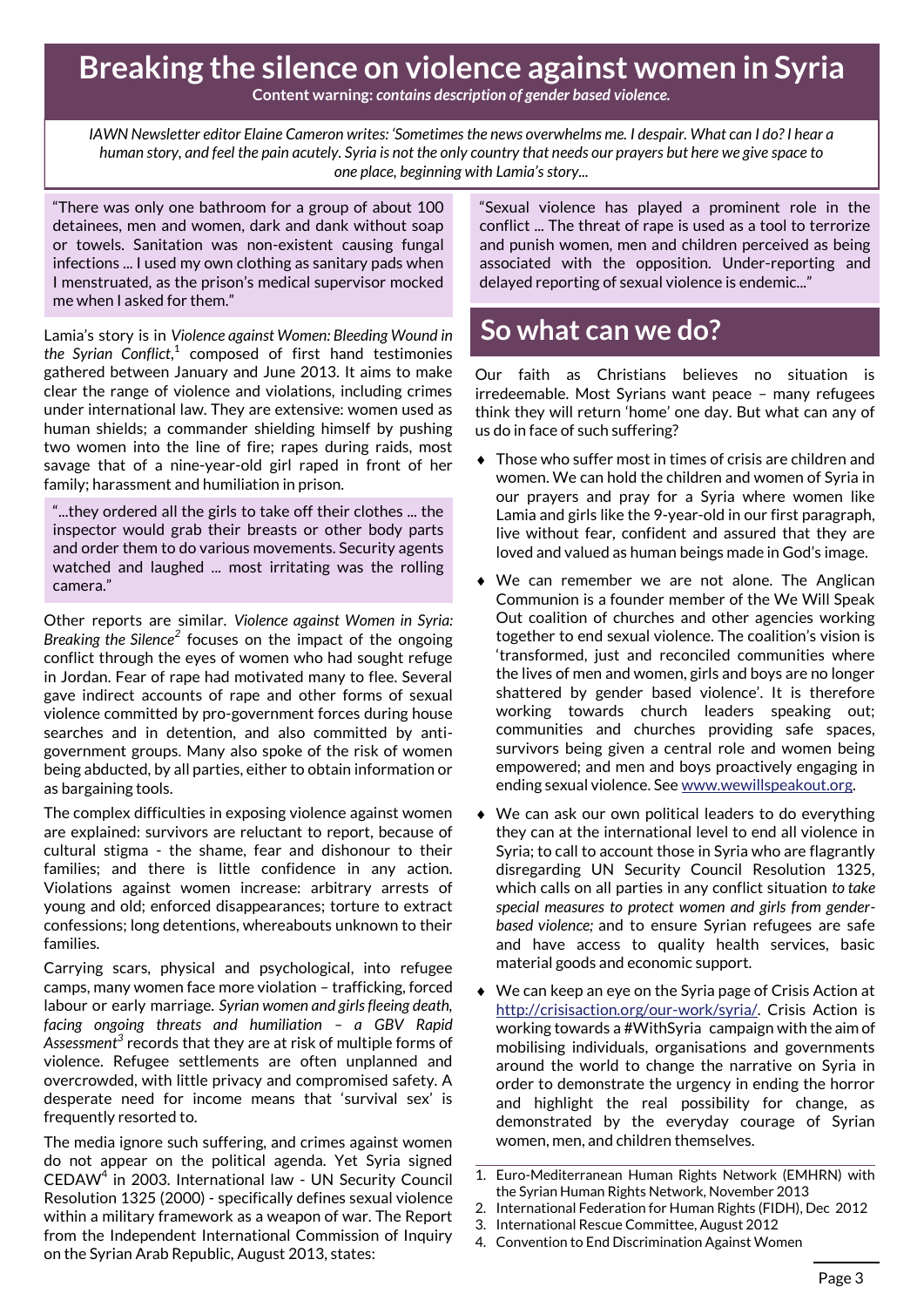# Breaking the silence on violence against women in Syria

**Content warning:** ***contains description of gender based violence.***

*IAWN Newsletter editor Elaine Cameron writes: 'Sometimes the news overwhelms me. I despair. What can I do? I hear a human story, and feel the pain acutely. Syria is not the only country that needs our prayers but here we give space to one place, beginning with Lamia's story...*

> "There was only one bathroom for a group of about 100 detainees, men and women, dark and dank without soap or towels. Sanitation was non-existent causing fungal infections ... I used my own clothing as sanitary pads when I menstruated, as the prison's medical supervisor mocked me when I asked for them."

Lamia's story is in *Violence against Women: Bleeding Wound in the Syrian Conflict*,[1] composed of first hand testimonies gathered between January and June 2013. It aims to make clear the range of violence and violations, including crimes under international law. They are extensive: women used as human shields; a commander shielding himself by pushing two women into the line of fire; rapes during raids, most savage that of a nine-year-old girl raped in front of her family; harassment and humiliation in prison.

> "...they ordered all the girls to take off their clothes ... the inspector would grab their breasts or other body parts and order them to do various movements. Security agents watched and laughed ... most irritating was the rolling camera."

Other reports are similar. *Violence against Women in Syria: Breaking the Silence*[2] focuses on the impact of the ongoing conflict through the eyes of women who had sought refuge in Jordan. Fear of rape had motivated many to flee. Several gave indirect accounts of rape and other forms of sexual violence committed by pro-government forces during house searches and in detention, and also committed by anti-government groups. Many also spoke of the risk of women being abducted, by all parties, either to obtain information or as bargaining tools.

The complex difficulties in exposing violence against women are explained: survivors are reluctant to report, because of cultural stigma - the shame, fear and dishonour to their families; and there is little confidence in any action. Violations against women increase: arbitrary arrests of young and old; enforced disappearances; torture to extract confessions; long detentions, whereabouts unknown to their families.

Carrying scars, physical and psychological, into refugee camps, many women face more violation – trafficking, forced labour or early marriage. *Syrian women and girls fleeing death, facing ongoing threats and humiliation – a GBV Rapid Assessment*[3] records that they are at risk of multiple forms of violence. Refugee settlements are often unplanned and overcrowded, with little privacy and compromised safety. A desperate need for income means that 'survival sex' is frequently resorted to.

The media ignore such suffering, and crimes against women do not appear on the political agenda. Yet Syria signed CEDAW[4] in 2003. International law - UN Security Council Resolution 1325 (2000) - specifically defines sexual violence within a military framework as a weapon of war. The Report from the Independent International Commission of Inquiry on the Syrian Arab Republic, August 2013, states:

> "Sexual violence has played a prominent role in the conflict ... The threat of rape is used as a tool to terrorize and punish women, men and children perceived as being associated with the opposition. Under-reporting and delayed reporting of sexual violence is endemic..."

## So what can we do?

Our faith as Christians believes no situation is irredeemable. Most Syrians want peace – many refugees think they will return 'home' one day. But what can any of us do in face of such suffering?

- Those who suffer most in times of crisis are children and women. We can hold the children and women of Syria in our prayers and pray for a Syria where women like Lamia and girls like the 9-year-old in our first paragraph, live without fear, confident and assured that they are loved and valued as human beings made in God's image.
- We can remember we are not alone. The Anglican Communion is a founder member of the We Will Speak Out coalition of churches and other agencies working together to end sexual violence. The coalition's vision is 'transformed, just and reconciled communities where the lives of men and women, girls and boys are no longer shattered by gender based violence'. It is therefore working towards church leaders speaking out; communities and churches providing safe spaces, survivors being given a central role and women being empowered; and men and boys proactively engaging in ending sexual violence. See www.wewillspeakout.org.
- We can ask our own political leaders to do everything they can at the international level to end all violence in Syria; to call to account those in Syria who are flagrantly disregarding UN Security Council Resolution 1325, which calls on all parties in any conflict situation *to take special measures to protect women and girls from gender-based violence;* and to ensure Syrian refugees are safe and have access to quality health services, basic material goods and economic support.
- We can keep an eye on the Syria page of Crisis Action at http://crisisaction.org/our-work/syria/. Crisis Action is working towards a #WithSyria campaign with the aim of mobilising individuals, organisations and governments around the world to change the narrative on Syria in order to demonstrate the urgency in ending the horror and highlight the real possibility for change, as demonstrated by the everyday courage of Syrian women, men, and children themselves.

---

1. Euro-Mediterranean Human Rights Network (EMHRN) with the Syrian Human Rights Network, November 2013
2. International Federation for Human Rights (FIDH), Dec 2012
3. International Rescue Committee, August 2012
4. Convention to End Discrimination Against Women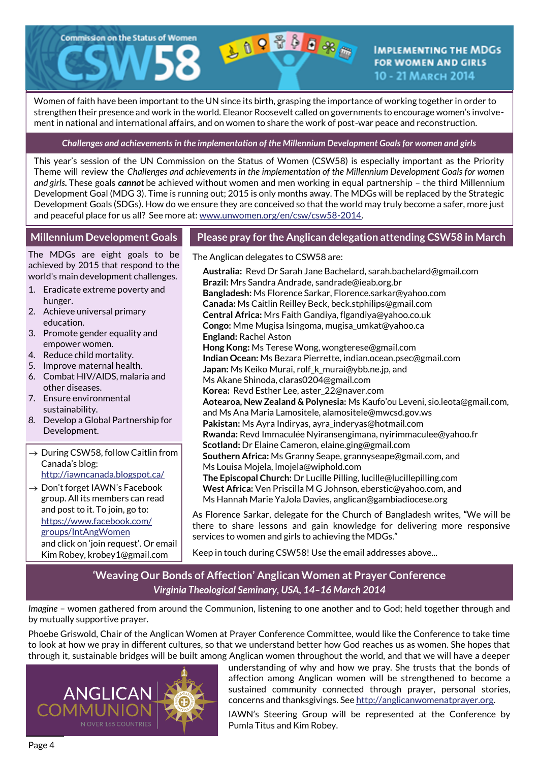Commission on the Status of Women

# CSW58

IMPLEMENTING THE MDGS FOR WOMEN AND GIRLS
10 - 21 MARCH 2014

Women of faith have been important to the UN since its birth, grasping the importance of working together in order to strengthen their presence and work in the world. Eleanor Roosevelt called on governments to encourage women's involvement in national and international affairs, and on women to share the work of post-war peace and reconstruction.

## *Challenges and achievements in the implementation of the Millennium Development Goals for women and girls*

This year's session of the UN Commission on the Status of Women (CSW58) is especially important as the Priority Theme will review the *Challenges and achievements in the implementation of the Millennium Development Goals for women and girls.* These goals ***cannot*** be achieved without women and men working in equal partnership – the third Millennium Development Goal (MDG 3). Time is running out; 2015 is only months away. The MDGs will be replaced by the Strategic Development Goals (SDGs). How do we ensure they are conceived so that the world may truly become a safer, more just and peaceful place for us all? See more at: www.unwomen.org/en/csw/csw58-2014.

## Millennium Development Goals

The MDGs are eight goals to be achieved by 2015 that respond to the world's main development challenges.

1. Eradicate extreme poverty and hunger.
2. Achieve universal primary education.
3. Promote gender equality and empower women.
4. Reduce child mortality.
5. Improve maternal health.
6. Combat HIV/AIDS, malaria and other diseases.
7. Ensure environmental sustainability.
8. Develop a Global Partnership for Development.

→ During CSW58, follow Caitlin from Canada's blog: http://iawncanada.blogspot.ca/

→ Don't forget IAWN's Facebook group. All its members can read and post to it. To join, go to: https://www.facebook.com/groups/IntAngWomen and click on 'join request'. Or email Kim Robey, krobey1@gmail.com

## Please pray for the Anglican delegation attending CSW58 in March

The Anglican delegates to CSW58 are:

**Australia:** Revd Dr Sarah Jane Bachelard, sarah.bachelard@gmail.com
**Brazil:** Mrs Sandra Andrade, sandrade@ieab.org.br
**Bangladesh:** Ms Florence Sarkar, Florence.sarkar@yahoo.com
**Canada:** Ms Caitlin Reilley Beck, beck.stphilips@gmail.com
**Central Africa:** Mrs Faith Gandiya, flgandiya@yahoo.co.uk
**Congo:** Mme Mugisa Isingoma, mugisa_umkat@yahoo.ca
**England:** Rachel Aston
**Hong Kong:** Ms Terese Wong, wongterese@gmail.com
**Indian Ocean:** Ms Bezara Pierrette, indian.ocean.psec@gmail.com
**Japan:** Ms Keiko Murai, rolf_k_murai@ybb.ne.jp, and Ms Akane Shinoda, claras0204@gmail.com
**Korea:** Revd Esther Lee, aster_22@naver.com
**Aotearoa, New Zealand & Polynesia:** Ms Kaufo'ou Leveni, sio.leota@gmail.com, and Ms Ana Maria Lamositele, alamositele@mwcsd.gov.ws
**Pakistan:** Ms Ayra Indiryas, ayra_inderyas@hotmail.com
**Rwanda:** Revd Immaculée Nyiransengimana, nyirimmaculee@yahoo.fr
**Scotland:** Dr Elaine Cameron, elaine.ging@gmail.com
**Southern Africa:** Ms Granny Seape, grannyseape@gmail.com, and Ms Louisa Mojela, lmojela@wiphold.com
**The Episcopal Church:** Dr Lucille Pilling, lucille@lucillepilling.com
**West Africa:** Ven Priscilla M G Johnson, eberstic@yahoo.com, and Ms Hannah Marie YaJola Davies, anglican@gambiadiocese.org

As Florence Sarkar, delegate for the Church of Bangladesh writes, **"**We will be there to share lessons and gain knowledge for delivering more responsive services to women and girls to achieving the MDGs."

Keep in touch during CSW58! Use the email addresses above...

## 'Weaving Our Bonds of Affection' Anglican Women at Prayer Conference

### *Virginia Theological Seminary, USA, 14–16 March 2014*

*Imagine* – women gathered from around the Communion, listening to one another and to God; held together through and by mutually supportive prayer.

Phoebe Griswold, Chair of the Anglican Women at Prayer Conference Committee, would like the Conference to take time to look at how we pray in different cultures, so that we understand better how God reaches us as women. She hopes that through it, sustainable bridges will be built among Anglican women throughout the world, and that we will have a deeper understanding of why and how we pray. She trusts that the bonds of affection among Anglican women will be strengthened to become a sustained community connected through prayer, personal stories, concerns and thanksgivings. See http://anglicanwomenatprayer.org.

ANGLICAN COMMUNION
IN OVER 165 COUNTRIES

IAWN's Steering Group will be represented at the Conference by Pumla Titus and Kim Robey.